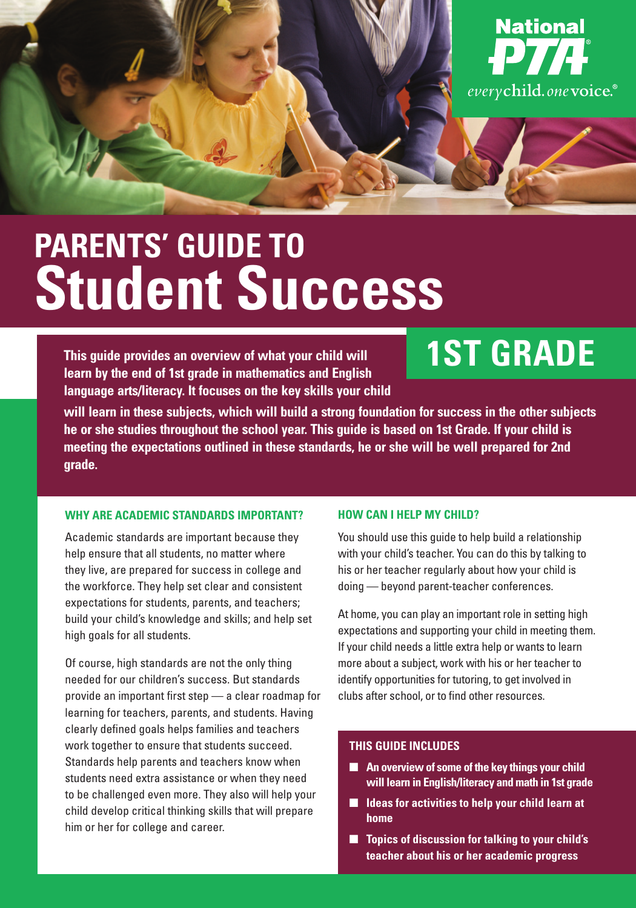National PTA
*every child. one voice.*

# PARENTS' GUIDE TO Student Success

## 1ST GRADE

**This guide provides an overview of what your child will learn by the end of 1st grade in mathematics and English language arts/literacy. It focuses on the key skills your child will learn in these subjects, which will build a strong foundation for success in the other subjects he or she studies throughout the school year. This guide is based on 1st Grade. If your child is meeting the expectations outlined in these standards, he or she will be well prepared for 2nd grade.**

### WHY ARE ACADEMIC STANDARDS IMPORTANT?

Academic standards are important because they help ensure that all students, no matter where they live, are prepared for success in college and the workforce. They help set clear and consistent expectations for students, parents, and teachers; build your child's knowledge and skills; and help set high goals for all students.

Of course, high standards are not the only thing needed for our children's success. But standards provide an important first step — a clear roadmap for learning for teachers, parents, and students. Having clearly defined goals helps families and teachers work together to ensure that students succeed. Standards help parents and teachers know when students need extra assistance or when they need to be challenged even more. They also will help your child develop critical thinking skills that will prepare him or her for college and career.

### HOW CAN I HELP MY CHILD?

You should use this guide to help build a relationship with your child's teacher. You can do this by talking to his or her teacher regularly about how your child is doing — beyond parent-teacher conferences.

At home, you can play an important role in setting high expectations and supporting your child in meeting them. If your child needs a little extra help or wants to learn more about a subject, work with his or her teacher to identify opportunities for tutoring, to get involved in clubs after school, or to find other resources.

### THIS GUIDE INCLUDES

- **An overview of some of the key things your child will learn in English/literacy and math in 1st grade**
- **Ideas for activities to help your child learn at home**
- **Topics of discussion for talking to your child's teacher about his or her academic progress**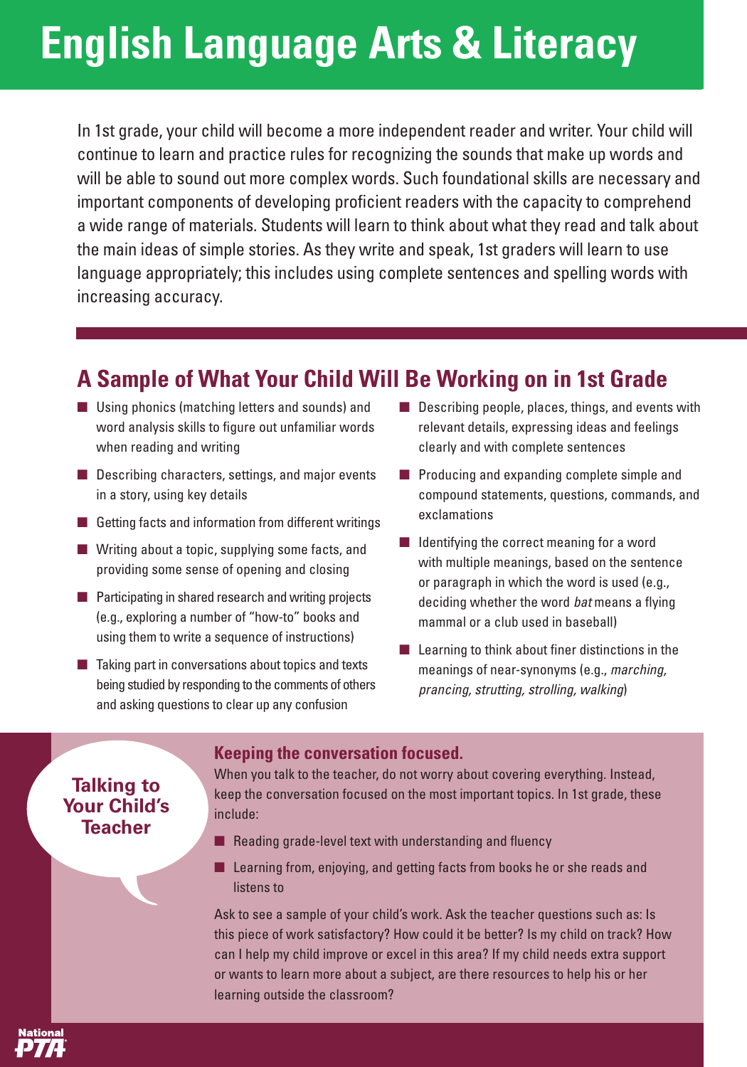# English Language Arts & Literacy

In 1st grade, your child will become a more independent reader and writer. Your child will continue to learn and practice rules for recognizing the sounds that make up words and will be able to sound out more complex words. Such foundational skills are necessary and important components of developing proficient readers with the capacity to comprehend a wide range of materials. Students will learn to think about what they read and talk about the main ideas of simple stories. As they write and speak, 1st graders will learn to use language appropriately; this includes using complete sentences and spelling words with increasing accuracy.

## A Sample of What Your Child Will Be Working on in 1st Grade

- Using phonics (matching letters and sounds) and word analysis skills to figure out unfamiliar words when reading and writing
- Describing characters, settings, and major events in a story, using key details
- Getting facts and information from different writings
- Writing about a topic, supplying some facts, and providing some sense of opening and closing
- Participating in shared research and writing projects (e.g., exploring a number of "how-to" books and using them to write a sequence of instructions)
- Taking part in conversations about topics and texts being studied by responding to the comments of others and asking questions to clear up any confusion
- Describing people, places, things, and events with relevant details, expressing ideas and feelings clearly and with complete sentences
- Producing and expanding complete simple and compound statements, questions, commands, and exclamations
- Identifying the correct meaning for a word with multiple meanings, based on the sentence or paragraph in which the word is used (e.g., deciding whether the word *bat* means a flying mammal or a club used in baseball)
- Learning to think about finer distinctions in the meanings of near-synonyms (e.g., *marching, prancing, strutting, strolling, walking*)

## Talking to Your Child's Teacher

### Keeping the conversation focused.

When you talk to the teacher, do not worry about covering everything. Instead, keep the conversation focused on the most important topics. In 1st grade, these include:

- Reading grade-level text with understanding and fluency
- Learning from, enjoying, and getting facts from books he or she reads and listens to

Ask to see a sample of your child's work. Ask the teacher questions such as: Is this piece of work satisfactory? How could it be better? Is my child on track? How can I help my child improve or excel in this area? If my child needs extra support or wants to learn more about a subject, are there resources to help his or her learning outside the classroom?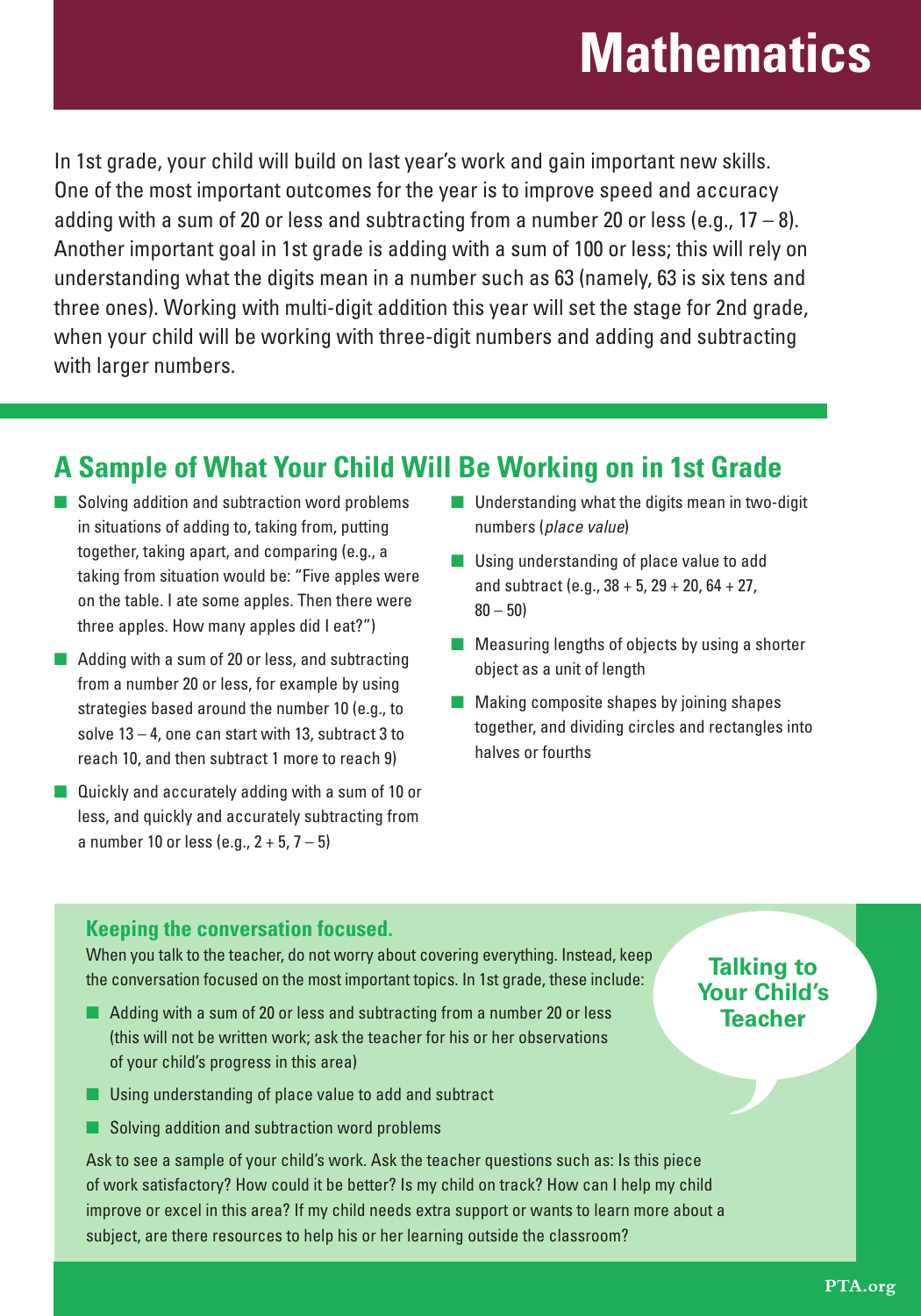# Mathematics

In 1st grade, your child will build on last year's work and gain important new skills. One of the most important outcomes for the year is to improve speed and accuracy adding with a sum of 20 or less and subtracting from a number 20 or less (e.g., 17 – 8). Another important goal in 1st grade is adding with a sum of 100 or less; this will rely on understanding what the digits mean in a number such as 63 (namely, 63 is six tens and three ones). Working with multi-digit addition this year will set the stage for 2nd grade, when your child will be working with three-digit numbers and adding and subtracting with larger numbers.

## A Sample of What Your Child Will Be Working on in 1st Grade

- Solving addition and subtraction word problems in situations of adding to, taking from, putting together, taking apart, and comparing (e.g., a taking from situation would be: "Five apples were on the table. I ate some apples. Then there were three apples. How many apples did I eat?")
- Adding with a sum of 20 or less, and subtracting from a number 20 or less, for example by using strategies based around the number 10 (e.g., to solve 13 – 4, one can start with 13, subtract 3 to reach 10, and then subtract 1 more to reach 9)
- Quickly and accurately adding with a sum of 10 or less, and quickly and accurately subtracting from a number 10 or less (e.g., 2 + 5, 7 – 5)
- Understanding what the digits mean in two-digit numbers (*place value*)
- Using understanding of place value to add and subtract (e.g., 38 + 5, 29 + 20, 64 + 27, 80 – 50)
- Measuring lengths of objects by using a shorter object as a unit of length
- Making composite shapes by joining shapes together, and dividing circles and rectangles into halves or fourths

### Talking to Your Child's Teacher

**Keeping the conversation focused.**

When you talk to the teacher, do not worry about covering everything. Instead, keep the conversation focused on the most important topics. In 1st grade, these include:

- Adding with a sum of 20 or less and subtracting from a number 20 or less (this will not be written work; ask the teacher for his or her observations of your child's progress in this area)
- Using understanding of place value to add and subtract
- Solving addition and subtraction word problems

Ask to see a sample of your child's work. Ask the teacher questions such as: Is this piece of work satisfactory? How could it be better? Is my child on track? How can I help my child improve or excel in this area? If my child needs extra support or wants to learn more about a subject, are there resources to help his or her learning outside the classroom?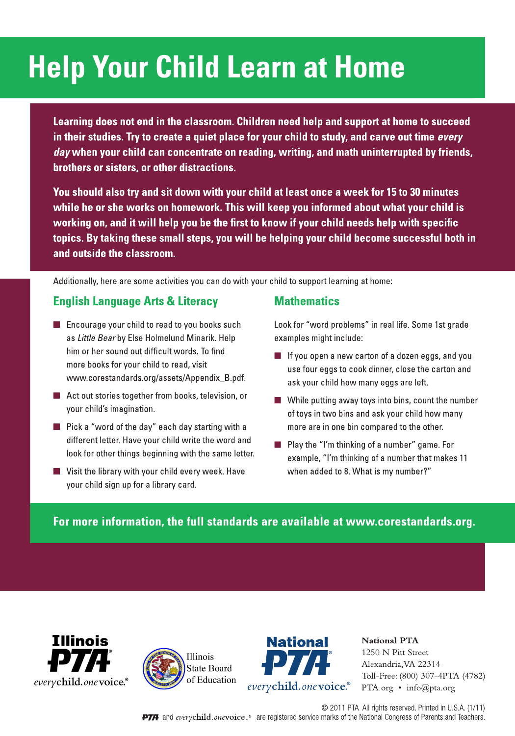# Help Your Child Learn at Home

**Learning does not end in the classroom. Children need help and support at home to succeed in their studies. Try to create a quiet place for your child to study, and carve out time *every day* when your child can concentrate on reading, writing, and math uninterrupted by friends, brothers or sisters, or other distractions.**

**You should also try and sit down with your child at least once a week for 15 to 30 minutes while he or she works on homework. This will keep you informed about what your child is working on, and it will help you be the first to know if your child needs help with specific topics. By taking these small steps, you will be helping your child become successful both in and outside the classroom.**

Additionally, here are some activities you can do with your child to support learning at home:

## English Language Arts & Literacy

- Encourage your child to read to you books such as *Little Bear* by Else Holmelund Minarik. Help him or her sound out difficult words. To find more books for your child to read, visit www.corestandards.org/assets/Appendix_B.pdf.
- Act out stories together from books, television, or your child's imagination.
- Pick a "word of the day" each day starting with a different letter. Have your child write the word and look for other things beginning with the same letter.
- Visit the library with your child every week. Have your child sign up for a library card.

## Mathematics

Look for "word problems" in real life. Some 1st grade examples might include:

- If you open a new carton of a dozen eggs, and you use four eggs to cook dinner, close the carton and ask your child how many eggs are left.
- While putting away toys into bins, count the number of toys in two bins and ask your child how many more are in one bin compared to the other.
- Play the "I'm thinking of a number" game. For example, "I'm thinking of a number that makes 11 when added to 8. What is my number?"

**For more information, the full standards are available at www.corestandards.org.**

Illinois PTA everychild.onevoice.®

Illinois State Board of Education

National PTA everychild.onevoice.®

**National PTA**
1250 N Pitt Street
Alexandria, VA 22314
Toll-Free: (800) 307-4PTA (4782)
PTA.org • info@pta.org

© 2011 PTA All rights reserved. Printed in U.S.A. (1/11)
PTA and everychild.onevoice.® are registered service marks of the National Congress of Parents and Teachers.